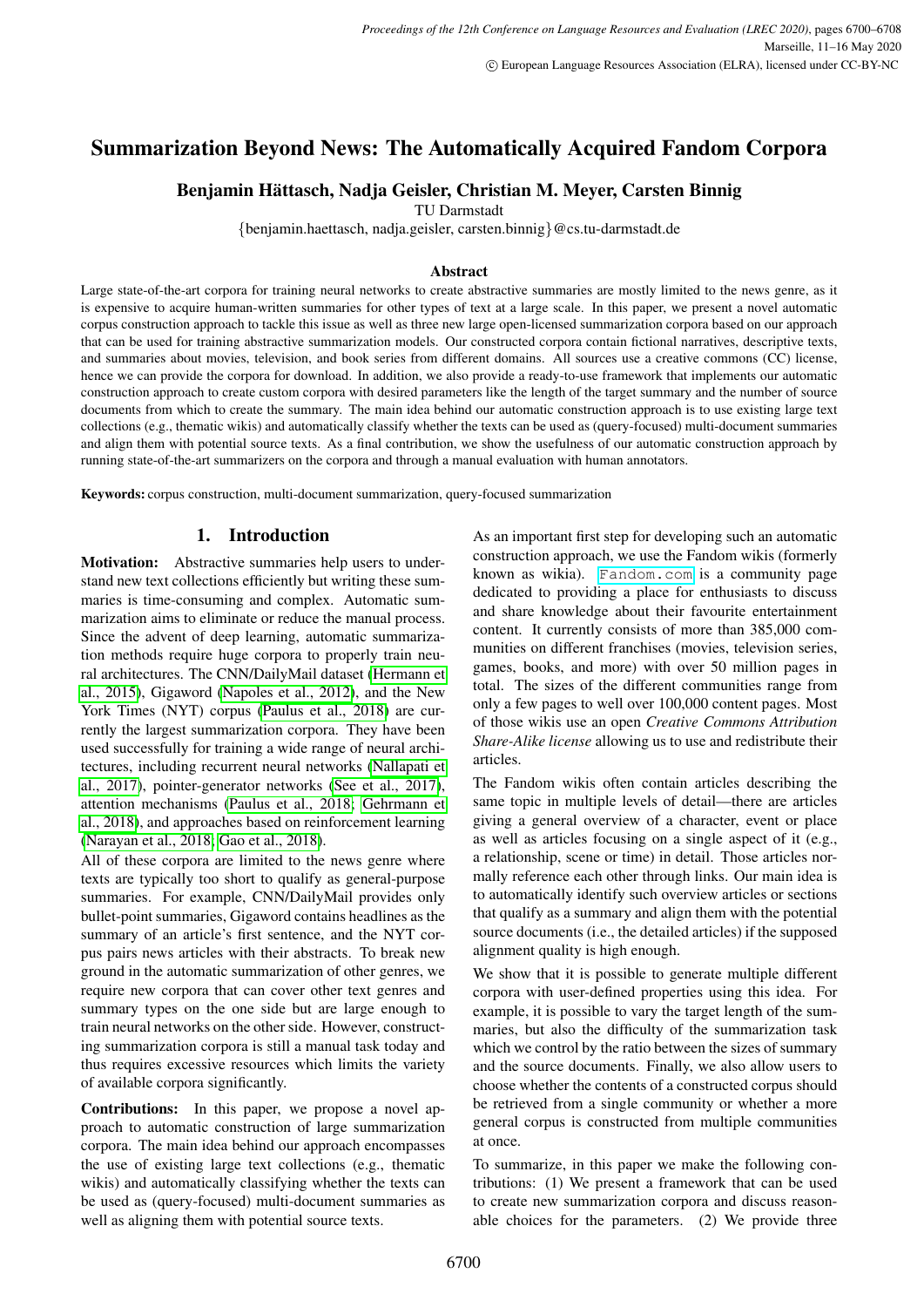# Summarization Beyond News: The Automatically Acquired Fandom Corpora

**Benjamin Hättasch, Nadja Geisler, Christian M. Meyer, Carsten Binnig**

TU Darmstadt

{benjamin.haettasch, nadja.geisler, carsten.binnig}@cs.tu-darmstadt.de

### Abstract

Large state-of-the-art corpora for training neural networks to create abstractive summaries are mostly limited to the news genre, as it is expensive to acquire human-written summaries for other types of text at a large scale. In this paper, we present a novel automatic corpus construction approach to tackle this issue as well as three new large open-licensed summarization corpora based on our approach that can be used for training abstractive summarization models. Our constructed corpora contain fictional narratives, descriptive texts, and summaries about movies, television, and book series from different domains. All sources use a creative commons (CC) license, hence we can provide the corpora for download. In addition, we also provide a ready-to-use framework that implements our automatic construction approach to create custom corpora with desired parameters like the length of the target summary and the number of source documents from which to create the summary. The main idea behind our automatic construction approach is to use existing large text collections (e.g., thematic wikis) and automatically classify whether the texts can be used as (query-focused) multi-document summaries and align them with potential source texts. As a final contribution, we show the usefulness of our automatic construction approach by running state-of-the-art summarizers on the corpora and through a manual evaluation with human annotators.

**Keywords:** corpus construction, multi-document summarization, query-focused summarization

## 1. Introduction

**Motivation:** Abstractive summaries help users to understand new text collections efficiently but writing these summaries is time-consuming and complex. Automatic summarization aims to eliminate or reduce the manual process. Since the advent of deep learning, automatic summarization methods require huge corpora to properly train neural architectures. The CNN/DailyMail dataset (Hermann et al., 2015), Gigaword (Napoles et al., 2012), and the New York Times (NYT) corpus (Paulus et al., 2018) are currently the largest summarization corpora. They have been used successfully for training a wide range of neural architectures, including recurrent neural networks (Nallapati et al., 2017), pointer-generator networks (See et al., 2017), attention mechanisms (Paulus et al., 2018; Gehrmann et al., 2018), and approaches based on reinforcement learning (Narayan et al., 2018; Gao et al., 2018).

All of these corpora are limited to the news genre where texts are typically too short to qualify as general-purpose summaries. For example, CNN/DailyMail provides only bullet-point summaries, Gigaword contains headlines as the summary of an article's first sentence, and the NYT corpus pairs news articles with their abstracts. To break new ground in the automatic summarization of other genres, we require new corpora that can cover other text genres and summary types on the one side but are large enough to train neural networks on the other side. However, constructing summarization corpora is still a manual task today and thus requires excessive resources which limits the variety of available corpora significantly.

**Contributions:** In this paper, we propose a novel approach to automatic construction of large summarization corpora. The main idea behind our approach encompasses the use of existing large text collections (e.g., thematic wikis) and automatically classifying whether the texts can be used as (query-focused) multi-document summaries as well as aligning them with potential source texts.

As an important first step for developing such an automatic construction approach, we use the Fandom wikis (formerly known as wikia). `Fandom.com` is a community page dedicated to providing a place for enthusiasts to discuss and share knowledge about their favourite entertainment content. It currently consists of more than 385,000 communities on different franchises (movies, television series, games, books, and more) with over 50 million pages in total. The sizes of the different communities range from only a few pages to well over 100,000 content pages. Most of those wikis use an open *Creative Commons Attribution Share-Alike license* allowing us to use and redistribute their articles.

The Fandom wikis often contain articles describing the same topic in multiple levels of detail—there are articles giving a general overview of a character, event or place as well as articles focusing on a single aspect of it (e.g., a relationship, scene or time) in detail. Those articles normally reference each other through links. Our main idea is to automatically identify such overview articles or sections that qualify as a summary and align them with the potential source documents (i.e., the detailed articles) if the supposed alignment quality is high enough.

We show that it is possible to generate multiple different corpora with user-defined properties using this idea. For example, it is possible to vary the target length of the summaries, but also the difficulty of the summarization task which we control by the ratio between the sizes of summary and the source documents. Finally, we also allow users to choose whether the contents of a constructed corpus should be retrieved from a single community or whether a more general corpus is constructed from multiple communities at once.

To summarize, in this paper we make the following contributions: (1) We present a framework that can be used to create new summarization corpora and discuss reasonable choices for the parameters. (2) We provide three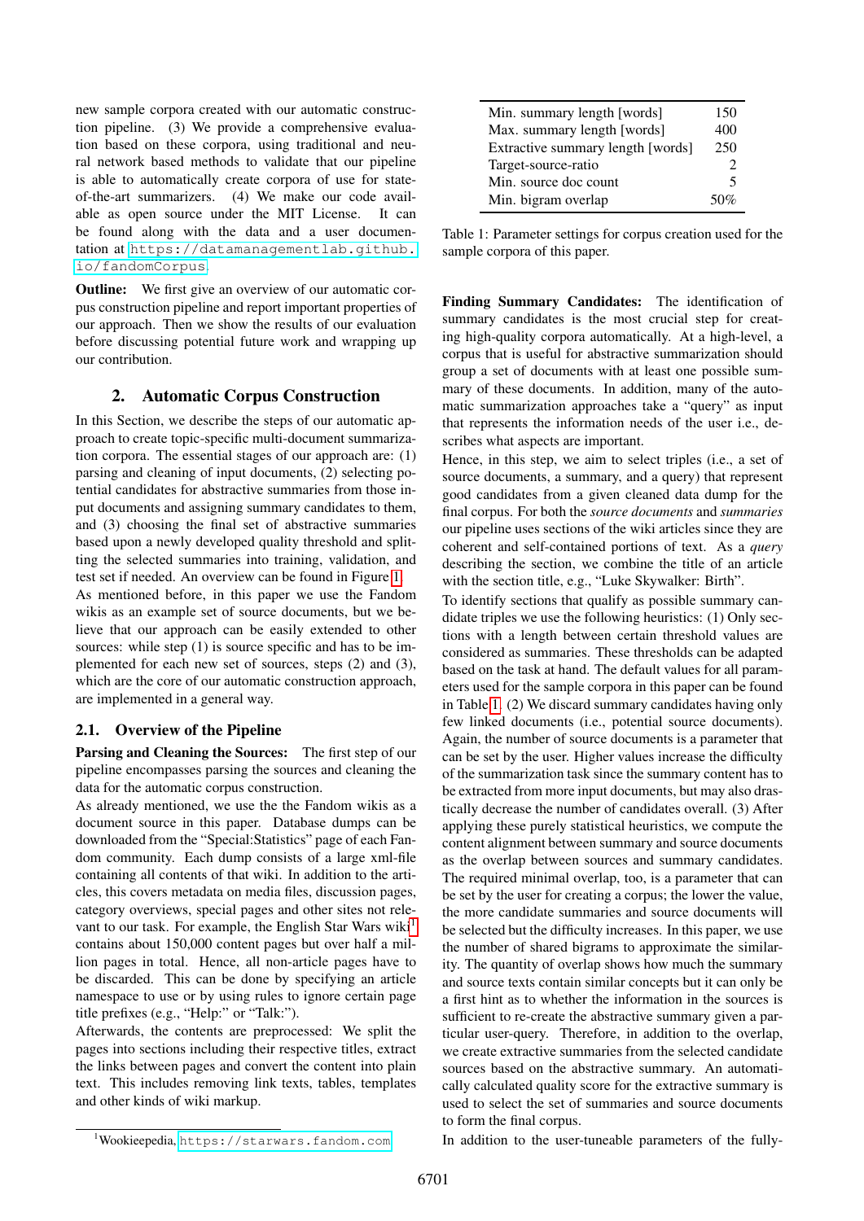new sample corpora created with our automatic construction pipeline. (3) We provide a comprehensive evaluation based on these corpora, using traditional and neural network based methods to validate that our pipeline is able to automatically create corpora of use for state-of-the-art summarizers. (4) We make our code available as open source under the MIT License. It can be found along with the data and a user documentation at https://datamanagementlab.github.io/fandomCorpus.

**Outline:** We first give an overview of our automatic corpus construction pipeline and report important properties of our approach. Then we show the results of our evaluation before discussing potential future work and wrapping up our contribution.

## 2. Automatic Corpus Construction

In this Section, we describe the steps of our automatic approach to create topic-specific multi-document summarization corpora. The essential stages of our approach are: (1) parsing and cleaning of input documents, (2) selecting potential candidates for abstractive summaries from those input documents and assigning summary candidates to them, and (3) choosing the final set of abstractive summaries based upon a newly developed quality threshold and splitting the selected summaries into training, validation, and test set if needed. An overview can be found in Figure 1.

As mentioned before, in this paper we use the Fandom wikis as an example set of source documents, but we believe that our approach can be easily extended to other sources: while step (1) is source specific and has to be implemented for each new set of sources, steps (2) and (3), which are the core of our automatic construction approach, are implemented in a general way.

### 2.1. Overview of the Pipeline

**Parsing and Cleaning the Sources:** The first step of our pipeline encompasses parsing the sources and cleaning the data for the automatic corpus construction.

As already mentioned, we use the the Fandom wikis as a document source in this paper. Database dumps can be downloaded from the "Special:Statistics" page of each Fandom community. Each dump consists of a large xml-file containing all contents of that wiki. In addition to the articles, this covers metadata on media files, discussion pages, category overviews, special pages and other sites not relevant to our task. For example, the English Star Wars wiki[1] contains about 150,000 content pages but over half a million pages in total. Hence, all non-article pages have to be discarded. This can be done by specifying an article namespace to use or by using rules to ignore certain page title prefixes (e.g., "Help:" or "Talk:").

Afterwards, the contents are preprocessed: We split the pages into sections including their respective titles, extract the links between pages and convert the content into plain text. This includes removing link texts, tables, templates and other kinds of wiki markup.

[1] Wookieepedia, https://starwars.fandom.com

| | |
|---|---|
| Min. summary length [words] | 150 |
| Max. summary length [words] | 400 |
| Extractive summary length [words] | 250 |
| Target-source-ratio | 2 |
| Min. source doc count | 5 |
| Min. bigram overlap | 50% |

Table 1: Parameter settings for corpus creation used for the sample corpora of this paper.

**Finding Summary Candidates:** The identification of summary candidates is the most crucial step for creating high-quality corpora automatically. At a high-level, a corpus that is useful for abstractive summarization should group a set of documents with at least one possible summary of these documents. In addition, many of the automatic summarization approaches take a "query" as input that represents the information needs of the user i.e., describes what aspects are important.

Hence, in this step, we aim to select triples (i.e., a set of source documents, a summary, and a query) that represent good candidates from a given cleaned data dump for the final corpus. For both the *source documents* and *summaries* our pipeline uses sections of the wiki articles since they are coherent and self-contained portions of text. As a *query* describing the section, we combine the title of an article with the section title, e.g., "Luke Skywalker: Birth".

To identify sections that qualify as possible summary candidate triples we use the following heuristics: (1) Only sections with a length between certain threshold values are considered as summaries. These thresholds can be adapted based on the task at hand. The default values for all parameters used for the sample corpora in this paper can be found in Table 1. (2) We discard summary candidates having only few linked documents (i.e., potential source documents). Again, the number of source documents is a parameter that can be set by the user. Higher values increase the difficulty of the summarization task since the summary content has to be extracted from more input documents, but may also drastically decrease the number of candidates overall. (3) After applying these purely statistical heuristics, we compute the content alignment between summary and source documents as the overlap between sources and summary candidates. The required minimal overlap, too, is a parameter that can be set by the user for creating a corpus; the lower the value, the more candidate summaries and source documents will be selected but the difficulty increases. In this paper, we use the number of shared bigrams to approximate the similarity. The quantity of overlap shows how much the summary and source texts contain similar concepts but it can only be a first hint as to whether the information in the sources is sufficient to re-create the abstractive summary given a particular user-query. Therefore, in addition to the overlap, we create extractive summaries from the selected candidate sources based on the abstractive summary. An automatically calculated quality score for the extractive summary is used to select the set of summaries and source documents to form the final corpus.

In addition to the user-tuneable parameters of the fully-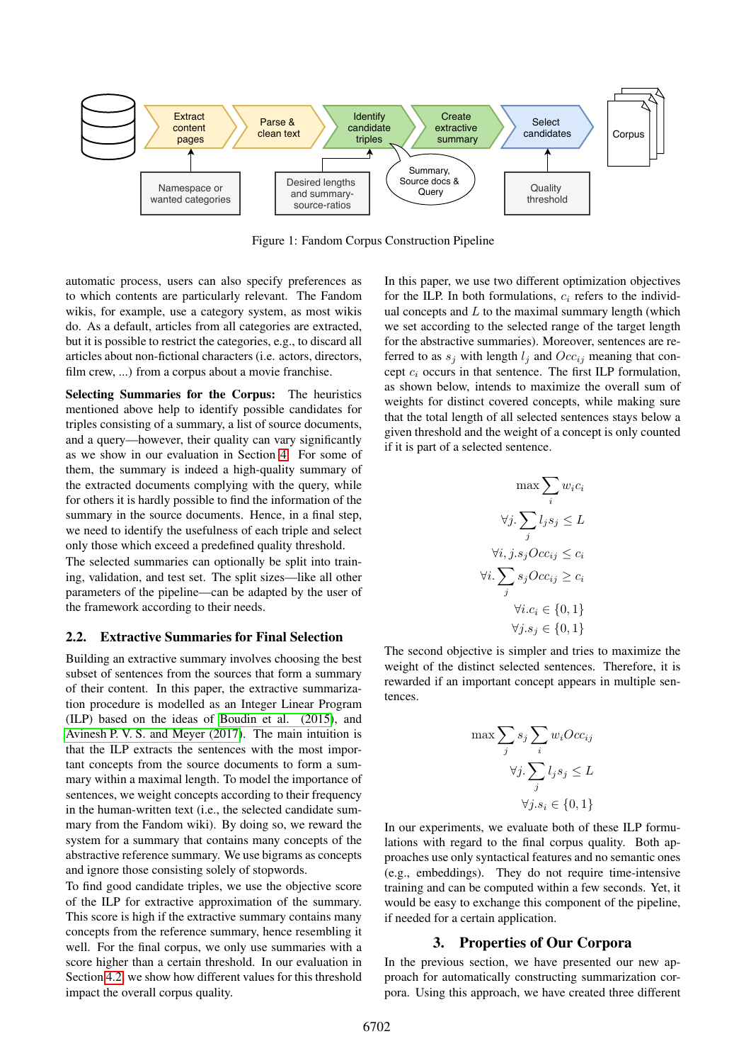Figure 1: Fandom Corpus Construction Pipeline

automatic process, users can also specify preferences as to which contents are particularly relevant. The Fandom wikis, for example, use a category system, as most wikis do. As a default, articles from all categories are extracted, but it is possible to restrict the categories, e.g., to discard all articles about non-fictional characters (i.e. actors, directors, film crew, ...) from a corpus about a movie franchise.

**Selecting Summaries for the Corpus:** The heuristics mentioned above help to identify possible candidates for triples consisting of a summary, a list of source documents, and a query—however, their quality can vary significantly as we show in our evaluation in Section 4. For some of them, the summary is indeed a high-quality summary of the extracted documents complying with the query, while for others it is hardly possible to find the information of the summary in the source documents. Hence, in a final step, we need to identify the usefulness of each triple and select only those which exceed a predefined quality threshold.

The selected summaries can optionally be split into training, validation, and test set. The split sizes—like all other parameters of the pipeline—can be adapted by the user of the framework according to their needs.

### 2.2. Extractive Summaries for Final Selection

Building an extractive summary involves choosing the best subset of sentences from the sources that form a summary of their content. In this paper, the extractive summarization procedure is modelled as an Integer Linear Program (ILP) based on the ideas of Boudin et al. (2015), and Avinesh P. V. S. and Meyer (2017). The main intuition is that the ILP extracts the sentences with the most important concepts from the source documents to form a summary within a maximal length. To model the importance of sentences, we weight concepts according to their frequency in the human-written text (i.e., the selected candidate summary from the Fandom wiki). By doing so, we reward the system for a summary that contains many concepts of the abstractive reference summary. We use bigrams as concepts and ignore those consisting solely of stopwords.

To find good candidate triples, we use the objective score of the ILP for extractive approximation of the summary. This score is high if the extractive summary contains many concepts from the reference summary, hence resembling it well. For the final corpus, we only use summaries with a score higher than a certain threshold. In our evaluation in Section 4.2, we show how different values for this threshold impact the overall corpus quality.

In this paper, we use two different optimization objectives for the ILP. In both formulations, $c_i$ refers to the individual concepts and $L$ to the maximal summary length (which we set according to the selected range of the target length for the abstractive summaries). Moreover, sentences are referred to as $s_j$ with length $l_j$ and $Occ_{ij}$ meaning that concept $c_i$ occurs in that sentence. The first ILP formulation, as shown below, intends to maximize the overall sum of weights for distinct covered concepts, while making sure that the total length of all selected sentences stays below a given threshold and the weight of a concept is only counted if it is part of a selected sentence.

$$\max \sum_i w_i c_i$$
$$\forall j. \sum_j l_j s_j \leq L$$
$$\forall i, j. s_j Occ_{ij} \leq c_i$$
$$\forall i. \sum_j s_j Occ_{ij} \geq c_i$$
$$\forall i. c_i \in \{0, 1\}$$
$$\forall j. s_j \in \{0, 1\}$$

The second objective is simpler and tries to maximize the weight of the distinct selected sentences. Therefore, it is rewarded if an important concept appears in multiple sentences.

$$\max \sum_j s_j \sum_i w_i Occ_{ij}$$
$$\forall j. \sum_j l_j s_j \leq L$$
$$\forall j. s_i \in \{0, 1\}$$

In our experiments, we evaluate both of these ILP formulations with regard to the final corpus quality. Both approaches use only syntactical features and no semantic ones (e.g., embeddings). They do not require time-intensive training and can be computed within a few seconds. Yet, it would be easy to exchange this component of the pipeline, if needed for a certain application.

## 3. Properties of Our Corpora

In the previous section, we have presented our new approach for automatically constructing summarization corpora. Using this approach, we have created three different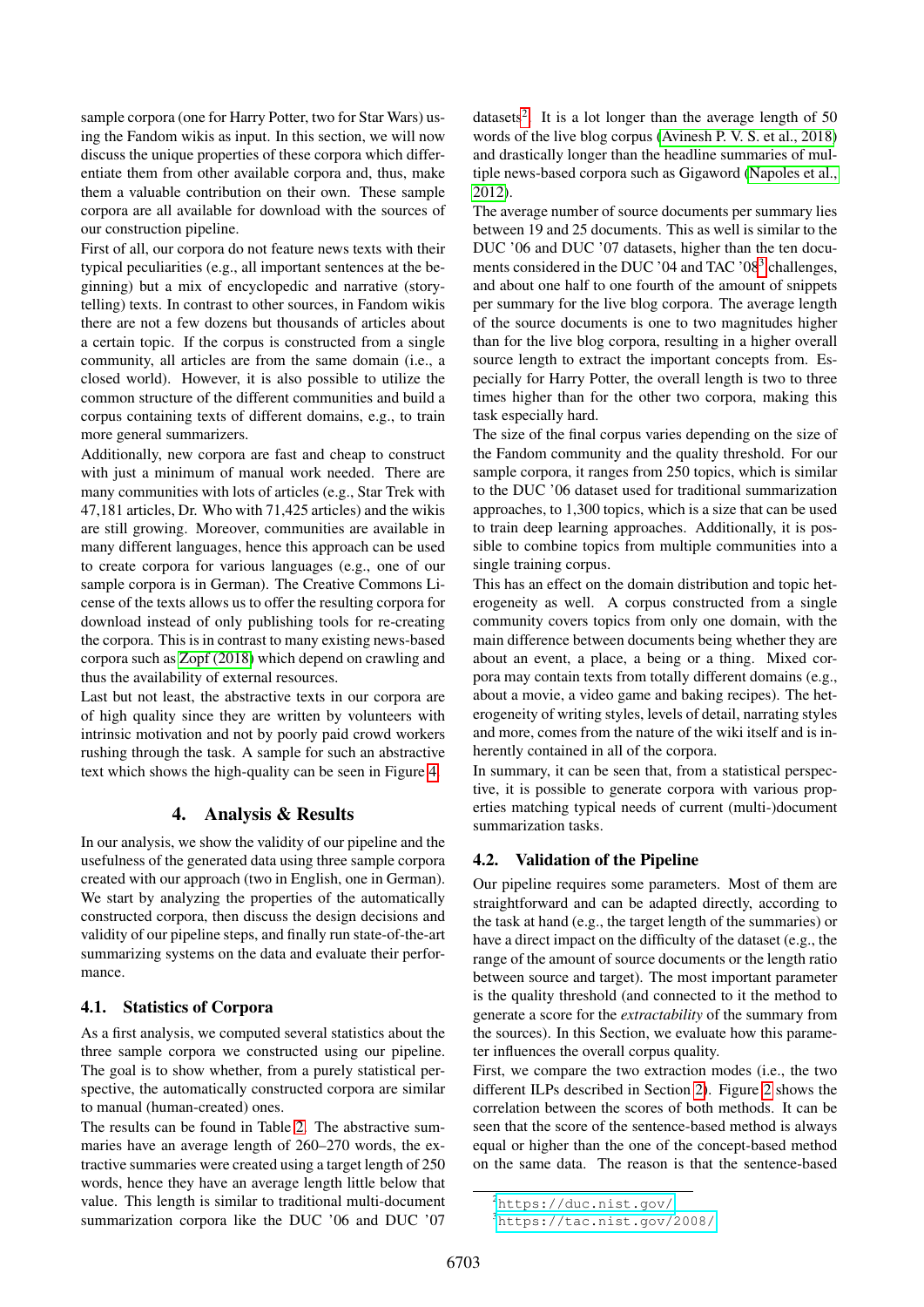sample corpora (one for Harry Potter, two for Star Wars) using the Fandom wikis as input. In this section, we will now discuss the unique properties of these corpora which differentiate them from other available corpora and, thus, make them a valuable contribution on their own. These sample corpora are all available for download with the sources of our construction pipeline.

First of all, our corpora do not feature news texts with their typical peculiarities (e.g., all important sentences at the beginning) but a mix of encyclopedic and narrative (storytelling) texts. In contrast to other sources, in Fandom wikis there are not a few dozens but thousands of articles about a certain topic. If the corpus is constructed from a single community, all articles are from the same domain (i.e., a closed world). However, it is also possible to utilize the common structure of the different communities and build a corpus containing texts of different domains, e.g., to train more general summarizers.

Additionally, new corpora are fast and cheap to construct with just a minimum of manual work needed. There are many communities with lots of articles (e.g., Star Trek with 47,181 articles, Dr. Who with 71,425 articles) and the wikis are still growing. Moreover, communities are available in many different languages, hence this approach can be used to create corpora for various languages (e.g., one of our sample corpora is in German). The Creative Commons License of the texts allows us to offer the resulting corpora for download instead of only publishing tools for re-creating the corpora. This is in contrast to many existing news-based corpora such as Zopf (2018) which depend on crawling and thus the availability of external resources.

Last but not least, the abstractive texts in our corpora are of high quality since they are written by volunteers with intrinsic motivation and not by poorly paid crowd workers rushing through the task. A sample for such an abstractive text which shows the high-quality can be seen in Figure 4.

## 4. Analysis & Results

In our analysis, we show the validity of our pipeline and the usefulness of the generated data using three sample corpora created with our approach (two in English, one in German). We start by analyzing the properties of the automatically constructed corpora, then discuss the design decisions and validity of our pipeline steps, and finally run state-of-the-art summarizing systems on the data and evaluate their performance.

### 4.1. Statistics of Corpora

As a first analysis, we computed several statistics about the three sample corpora we constructed using our pipeline. The goal is to show whether, from a purely statistical perspective, the automatically constructed corpora are similar to manual (human-created) ones.

The results can be found in Table 2. The abstractive summaries have an average length of 260–270 words, the extractive summaries were created using a target length of 250 words, hence they have an average length little below that value. This length is similar to traditional multi-document summarization corpora like the DUC '06 and DUC '07 datasets[2]. It is a lot longer than the average length of 50 words of the live blog corpus (Avinesh P. V. S. et al., 2018) and drastically longer than the headline summaries of multiple news-based corpora such as Gigaword (Napoles et al., 2012).

The average number of source documents per summary lies between 19 and 25 documents. This as well is similar to the DUC '06 and DUC '07 datasets, higher than the ten documents considered in the DUC '04 and TAC '08[3] challenges, and about one half to one fourth of the amount of snippets per summary for the live blog corpora. The average length of the source documents is one to two magnitudes higher than for the live blog corpora, resulting in a higher overall source length to extract the important concepts from. Especially for Harry Potter, the overall length is two to three times higher than for the other two corpora, making this task especially hard.

The size of the final corpus varies depending on the size of the Fandom community and the quality threshold. For our sample corpora, it ranges from 250 topics, which is similar to the DUC '06 dataset used for traditional summarization approaches, to 1,300 topics, which is a size that can be used to train deep learning approaches. Additionally, it is possible to combine topics from multiple communities into a single training corpus.

This has an effect on the domain distribution and topic heterogeneity as well. A corpus constructed from a single community covers topics from only one domain, with the main difference between documents being whether they are about an event, a place, a being or a thing. Mixed corpora may contain texts from totally different domains (e.g., about a movie, a video game and baking recipes). The heterogeneity of writing styles, levels of detail, narrating styles and more, comes from the nature of the wiki itself and is inherently contained in all of the corpora.

In summary, it can be seen that, from a statistical perspective, it is possible to generate corpora with various properties matching typical needs of current (multi-)document summarization tasks.

### 4.2. Validation of the Pipeline

Our pipeline requires some parameters. Most of them are straightforward and can be adapted directly, according to the task at hand (e.g., the target length of the summaries) or have a direct impact on the difficulty of the dataset (e.g., the range of the amount of source documents or the length ratio between source and target). The most important parameter is the quality threshold (and connected to it the method to generate a score for the *extractability* of the summary from the sources). In this Section, we evaluate how this parameter influences the overall corpus quality.

First, we compare the two extraction modes (i.e., the two different ILPs described in Section 2). Figure 2 shows the correlation between the scores of both methods. It can be seen that the score of the sentence-based method is always equal or higher than the one of the concept-based method on the same data. The reason is that the sentence-based

[2] https://duc.nist.gov/

[3] https://tac.nist.gov/2008/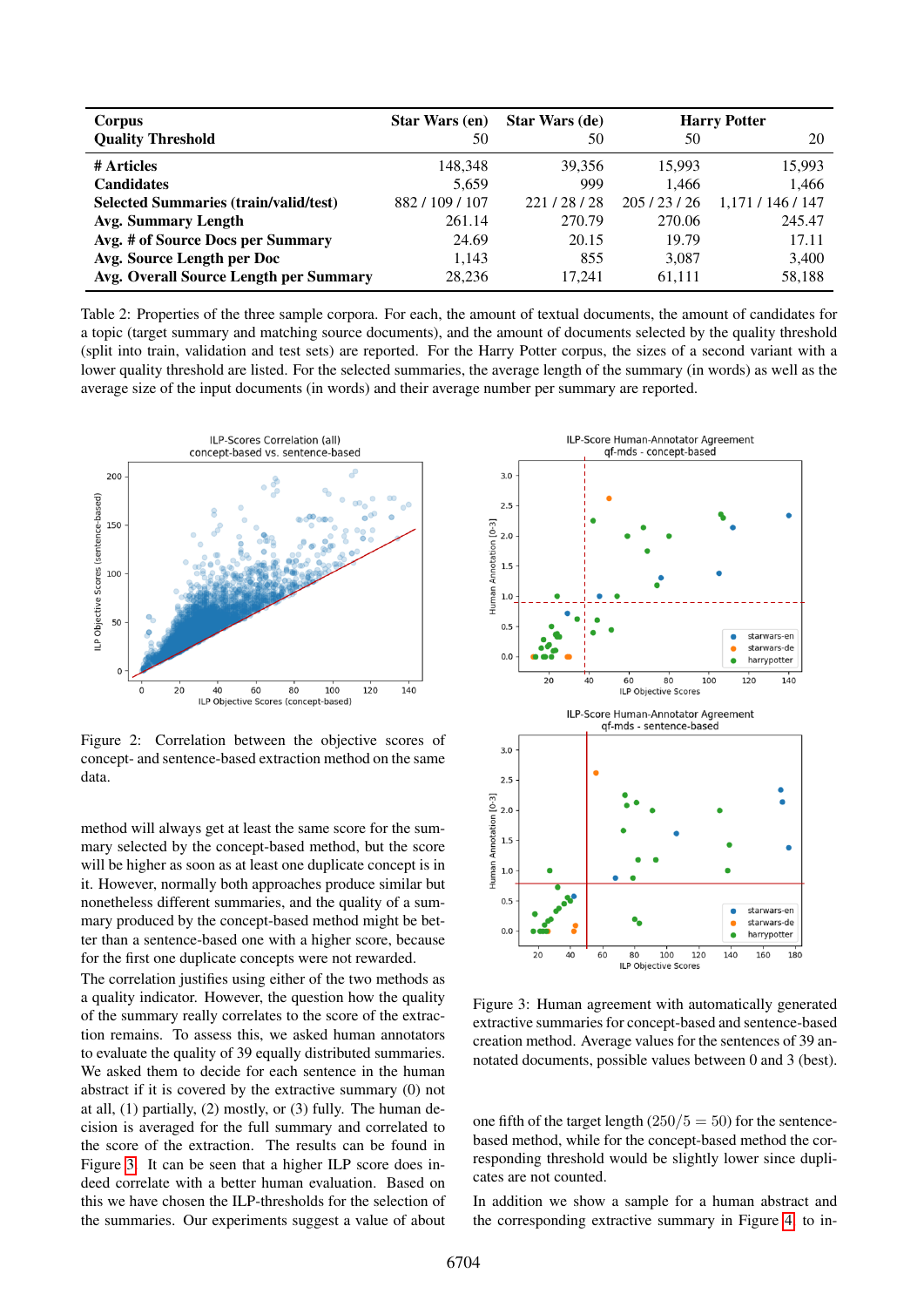| Corpus | Star Wars (en) | Star Wars (de) | Harry Potter | |
|---|---|---|---|---|
| Quality Threshold | 50 | 50 | 50 | 20 |
| # Articles | 148,348 | 39,356 | 15,993 | 15,993 |
| Candidates | 5,659 | 999 | 1,466 | 1,466 |
| Selected Summaries (train/valid/test) | 882 / 109 / 107 | 221 / 28 / 28 | 205 / 23 / 26 | 1,171 / 146 / 147 |
| Avg. Summary Length | 261.14 | 270.79 | 270.06 | 245.47 |
| Avg. # of Source Docs per Summary | 24.69 | 20.15 | 19.79 | 17.11 |
| Avg. Source Length per Doc | 1,143 | 855 | 3,087 | 3,400 |
| Avg. Overall Source Length per Summary | 28,236 | 17,241 | 61,111 | 58,188 |

Table 2: Properties of the three sample corpora. For each, the amount of textual documents, the amount of candidates for a topic (target summary and matching source documents), and the amount of documents selected by the quality threshold (split into train, validation and test sets) are reported. For the Harry Potter corpus, the sizes of a second variant with a lower quality threshold are listed. For the selected summaries, the average length of the summary (in words) as well as the average size of the input documents (in words) and their average number per summary are reported.

Figure 2: Correlation between the objective scores of concept- and sentence-based extraction method on the same data.

method will always get at least the same score for the summary selected by the concept-based method, but the score will be higher as soon as at least one duplicate concept is in it. However, normally both approaches produce similar but nonetheless different summaries, and the quality of a summary produced by the concept-based method might be better than a sentence-based one with a higher score, because for the first one duplicate concepts were not rewarded.

The correlation justifies using either of the two methods as a quality indicator. However, the question how the quality of the summary really correlates to the score of the extraction remains. To assess this, we asked human annotators to evaluate the quality of 39 equally distributed summaries. We asked them to decide for each sentence in the human abstract if it is covered by the extractive summary (0) not at all, (1) partially, (2) mostly, or (3) fully. The human decision is averaged for the full summary and correlated to the score of the extraction. The results can be found in Figure 3. It can be seen that a higher ILP score does indeed correlate with a better human evaluation. Based on this we have chosen the ILP-thresholds for the selection of the summaries. Our experiments suggest a value of about one fifth of the target length ($250/5 = 50$) for the sentence-based method, while for the concept-based method the corresponding threshold would be slightly lower since duplicates are not counted.

Figure 3: Human agreement with automatically generated extractive summaries for concept-based and sentence-based creation method. Average values for the sentences of 39 annotated documents, possible values between 0 and 3 (best).

In addition we show a sample for a human abstract and the corresponding extractive summary in Figure 4 to in-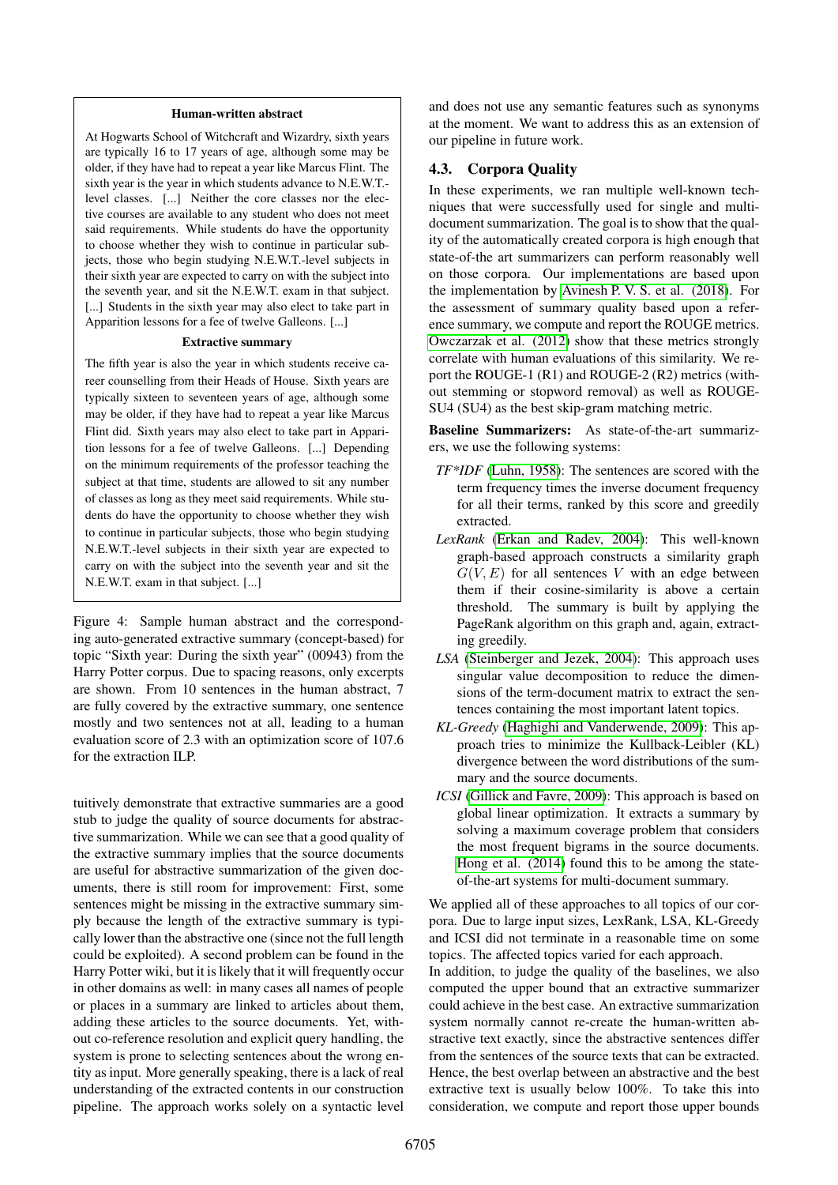**Human-written abstract**

At Hogwarts School of Witchcraft and Wizardry, sixth years are typically 16 to 17 years of age, although some may be older, if they have had to repeat a year like Marcus Flint. The sixth year is the year in which students advance to N.E.W.T.-level classes. [...] Neither the core classes nor the elective courses are available to any student who does not meet said requirements. While students do have the opportunity to choose whether they wish to continue in particular subjects, those who begin studying N.E.W.T.-level subjects in their sixth year are expected to carry on with the subject into the seventh year, and sit the N.E.W.T. exam in that subject. [...] Students in the sixth year may also elect to take part in Apparition lessons for a fee of twelve Galleons. [...]

**Extractive summary**

The fifth year is also the year in which students receive career counselling from their Heads of House. Sixth years are typically sixteen to seventeen years of age, although some may be older, if they have had to repeat a year like Marcus Flint did. Sixth years may also elect to take part in Apparition lessons for a fee of twelve Galleons. [...] Depending on the minimum requirements of the professor teaching the subject at that time, students are allowed to sit any number of classes as long as they meet said requirements. While students do have the opportunity to choose whether they wish to continue in particular subjects, those who begin studying N.E.W.T.-level subjects in their sixth year are expected to carry on with the subject into the seventh year and sit the N.E.W.T. exam in that subject. [...]

Figure 4: Sample human abstract and the corresponding auto-generated extractive summary (concept-based) for topic "Sixth year: During the sixth year" (00943) from the Harry Potter corpus. Due to spacing reasons, only excerpts are shown. From 10 sentences in the human abstract, 7 are fully covered by the extractive summary, one sentence mostly and two sentences not at all, leading to a human evaluation score of 2.3 with an optimization score of 107.6 for the extraction ILP.

tuitively demonstrate that extractive summaries are a good stub to judge the quality of source documents for abstractive summarization. While we can see that a good quality of the extractive summary implies that the source documents are useful for abstractive summarization of the given documents, there is still room for improvement: First, some sentences might be missing in the extractive summary simply because the length of the extractive summary is typically lower than the abstractive one (since not the full length could be exploited). A second problem can be found in the Harry Potter wiki, but it is likely that it will frequently occur in other domains as well: in many cases all names of people or places in a summary are linked to articles about them, adding these articles to the source documents. Yet, without co-reference resolution and explicit query handling, the system is prone to selecting sentences about the wrong entity as input. More generally speaking, there is a lack of real understanding of the extracted contents in our construction pipeline. The approach works solely on a syntactic level and does not use any semantic features such as synonyms at the moment. We want to address this as an extension of our pipeline in future work.

### 4.3. Corpora Quality

In these experiments, we ran multiple well-known techniques that were successfully used for single and multi-document summarization. The goal is to show that the quality of the automatically created corpora is high enough that state-of-the art summarizers can perform reasonably well on those corpora. Our implementations are based upon the implementation by Avinesh P. V. S. et al. (2018). For the assessment of summary quality based upon a reference summary, we compute and report the ROUGE metrics. Owczarzak et al. (2012) show that these metrics strongly correlate with human evaluations of this similarity. We report the ROUGE-1 (R1) and ROUGE-2 (R2) metrics (without stemming or stopword removal) as well as ROUGE-SU4 (SU4) as the best skip-gram matching metric.

**Baseline Summarizers:** As state-of-the-art summarizers, we use the following systems:

- *TF*IDF* (Luhn, 1958): The sentences are scored with the term frequency times the inverse document frequency for all their terms, ranked by this score and greedily extracted.
- *LexRank* (Erkan and Radev, 2004): This well-known graph-based approach constructs a similarity graph $G(V, E)$ for all sentences $V$ with an edge between them if their cosine-similarity is above a certain threshold. The summary is built by applying the PageRank algorithm on this graph and, again, extracting greedily.
- *LSA* (Steinberger and Jezek, 2004): This approach uses singular value decomposition to reduce the dimensions of the term-document matrix to extract the sentences containing the most important latent topics.
- *KL-Greedy* (Haghighi and Vanderwende, 2009): This approach tries to minimize the Kullback-Leibler (KL) divergence between the word distributions of the summary and the source documents.
- *ICSI* (Gillick and Favre, 2009): This approach is based on global linear optimization. It extracts a summary by solving a maximum coverage problem that considers the most frequent bigrams in the source documents. Hong et al. (2014) found this to be among the state-of-the-art systems for multi-document summary.

We applied all of these approaches to all topics of our corpora. Due to large input sizes, LexRank, LSA, KL-Greedy and ICSI did not terminate in a reasonable time on some topics. The affected topics varied for each approach.

In addition, to judge the quality of the baselines, we also computed the upper bound that an extractive summarizer could achieve in the best case. An extractive summarization system normally cannot re-create the human-written abstractive text exactly, since the abstractive sentences differ from the sentences of the source texts that can be extracted. Hence, the best overlap between an abstractive and the best extractive text is usually below 100%. To take this into consideration, we compute and report those upper bounds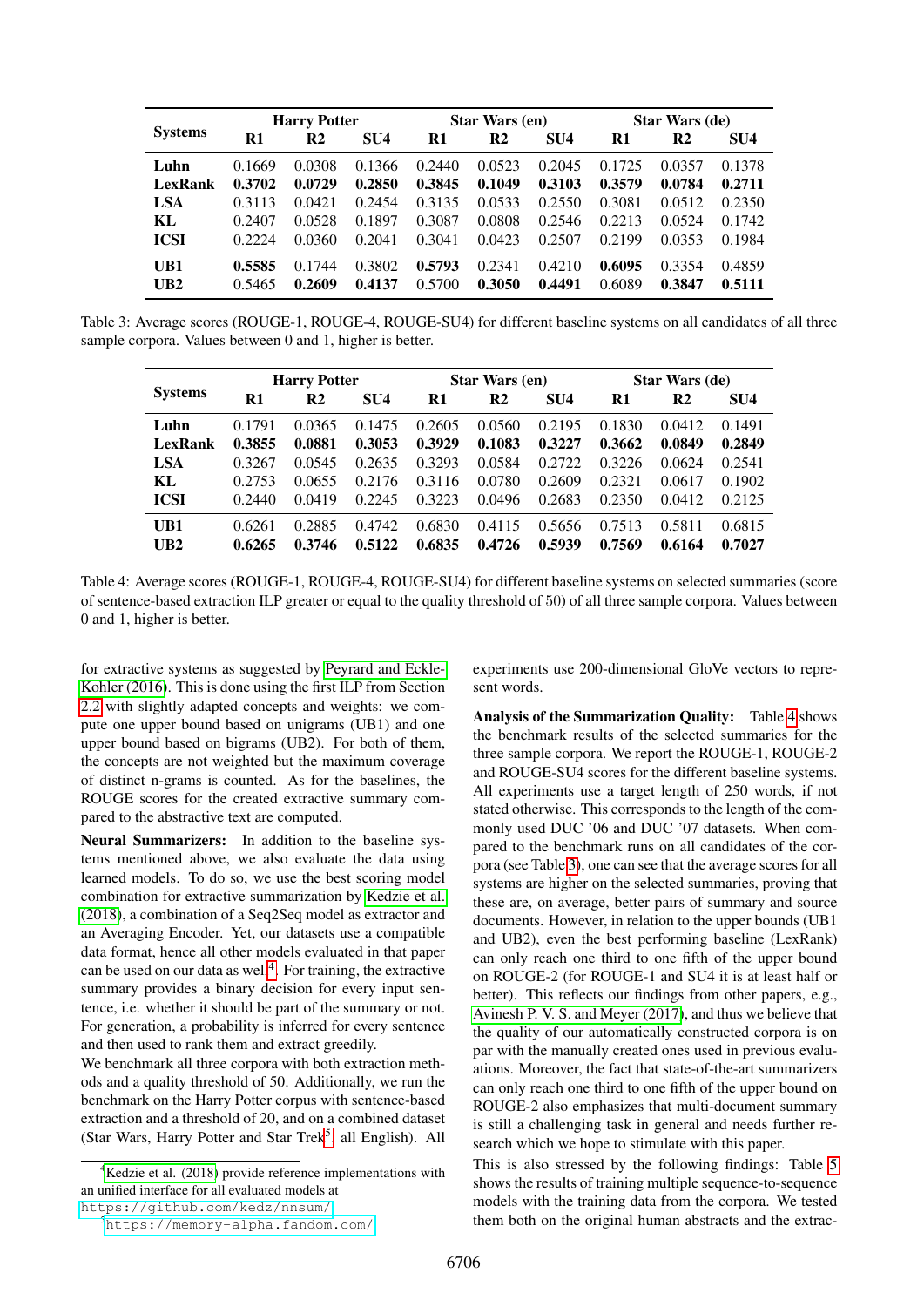| Systems | Harry Potter | | | Star Wars (en) | | | Star Wars (de) | | |
|---|---|---|---|---|---|---|---|---|---|
| | R1 | R2 | SU4 | R1 | R2 | SU4 | R1 | R2 | SU4 |
| **Luhn** | 0.1669 | 0.0308 | 0.1366 | 0.2440 | 0.0523 | 0.2045 | 0.1725 | 0.0357 | 0.1378 |
| **LexRank** | **0.3702** | **0.0729** | **0.2850** | **0.3845** | **0.1049** | **0.3103** | **0.3579** | **0.0784** | **0.2711** |
| **LSA** | 0.3113 | 0.0421 | 0.2454 | 0.3135 | 0.0533 | 0.2550 | 0.3081 | 0.0512 | 0.2350 |
| **KL** | 0.2407 | 0.0528 | 0.1897 | 0.3087 | 0.0808 | 0.2546 | 0.2213 | 0.0524 | 0.1742 |
| **ICSI** | 0.2224 | 0.0360 | 0.2041 | 0.3041 | 0.0423 | 0.2507 | 0.2199 | 0.0353 | 0.1984 |
| **UB1** | **0.5585** | 0.1744 | 0.3802 | **0.5793** | 0.2341 | 0.4210 | **0.6095** | 0.3354 | 0.4859 |
| **UB2** | 0.5465 | **0.2609** | **0.4137** | 0.5700 | **0.3050** | **0.4491** | 0.6089 | **0.3847** | **0.5111** |

Table 3: Average scores (ROUGE-1, ROUGE-4, ROUGE-SU4) for different baseline systems on all candidates of all three sample corpora. Values between 0 and 1, higher is better.

| Systems | Harry Potter | | | Star Wars (en) | | | Star Wars (de) | | |
|---|---|---|---|---|---|---|---|---|---|
| | R1 | R2 | SU4 | R1 | R2 | SU4 | R1 | R2 | SU4 |
| **Luhn** | 0.1791 | 0.0365 | 0.1475 | 0.2605 | 0.0560 | 0.2195 | 0.1830 | 0.0412 | 0.1491 |
| **LexRank** | **0.3855** | **0.0881** | **0.3053** | **0.3929** | **0.1083** | **0.3227** | **0.3662** | **0.0849** | **0.2849** |
| **LSA** | 0.3267 | 0.0545 | 0.2635 | 0.3293 | 0.0584 | 0.2722 | 0.3226 | 0.0624 | 0.2541 |
| **KL** | 0.2753 | 0.0655 | 0.2176 | 0.3116 | 0.0780 | 0.2609 | 0.2321 | 0.0617 | 0.1902 |
| **ICSI** | 0.2440 | 0.0419 | 0.2245 | 0.3223 | 0.0496 | 0.2683 | 0.2350 | 0.0412 | 0.2125 |
| **UB1** | 0.6261 | 0.2885 | 0.4742 | 0.6830 | 0.4115 | 0.5656 | 0.7513 | 0.5811 | 0.6815 |
| **UB2** | **0.6265** | **0.3746** | **0.5122** | **0.6835** | **0.4726** | **0.5939** | **0.7569** | **0.6164** | **0.7027** |

Table 4: Average scores (ROUGE-1, ROUGE-4, ROUGE-SU4) for different baseline systems on selected summaries (score of sentence-based extraction ILP greater or equal to the quality threshold of 50) of all three sample corpora. Values between 0 and 1, higher is better.

for extractive systems as suggested by Peyrard and Eckle-Kohler (2016). This is done using the first ILP from Section 2.2 with slightly adapted concepts and weights: we compute one upper bound based on unigrams (UB1) and one upper bound based on bigrams (UB2). For both of them, the concepts are not weighted but the maximum coverage of distinct n-grams is counted. As for the baselines, the ROUGE scores for the created extractive summary compared to the abstractive text are computed.

**Neural Summarizers:** In addition to the baseline systems mentioned above, we also evaluate the data using learned models. To do so, we use the best scoring model combination for extractive summarization by Kedzie et al. (2018), a combination of a Seq2Seq model as extractor and an Averaging Encoder. Yet, our datasets use a compatible data format, hence all other models evaluated in that paper can be used on our data as well[4]. For training, the extractive summary provides a binary decision for every input sentence, i.e. whether it should be part of the summary or not. For generation, a probability is inferred for every sentence and then used to rank them and extract greedily.

We benchmark all three corpora with both extraction methods and a quality threshold of 50. Additionally, we run the benchmark on the Harry Potter corpus with sentence-based extraction and a threshold of 20, and on a combined dataset (Star Wars, Harry Potter and Star Trek[5], all English). All experiments use 200-dimensional GloVe vectors to represent words.

**Analysis of the Summarization Quality:** Table 4 shows the benchmark results of the selected summaries for the three sample corpora. We report the ROUGE-1, ROUGE-2 and ROUGE-SU4 scores for the different baseline systems. All experiments use a target length of 250 words, if not stated otherwise. This corresponds to the length of the commonly used DUC '06 and DUC '07 datasets. When compared to the benchmark runs on all candidates of the corpora (see Table 3), one can see that the average scores for all systems are higher on the selected summaries, proving that these are, on average, better pairs of summary and source documents. However, in relation to the upper bounds (UB1 and UB2), even the best performing baseline (LexRank) can only reach one third to one fifth of the upper bound on ROUGE-2 (for ROUGE-1 and SU4 it is at least half or better). This reflects our findings from other papers, e.g., Avinesh P. V. S. and Meyer (2017), and thus we believe that the quality of our automatically constructed corpora is on par with the manually created ones used in previous evaluations. Moreover, the fact that state-of-the-art summarizers can only reach one third to one fifth of the upper bound on ROUGE-2 also emphasizes that multi-document summary is still a challenging task in general and needs further research which we hope to stimulate with this paper.

This is also stressed by the following findings: Table 5 shows the results of training multiple sequence-to-sequence models with the training data from the corpora. We tested them both on the original human abstracts and the extrac-

[4] Kedzie et al. (2018) provide reference implementations with an unified interface for all evaluated models at https://github.com/kedz/nnsum/

[5] https://memory-alpha.fandom.com/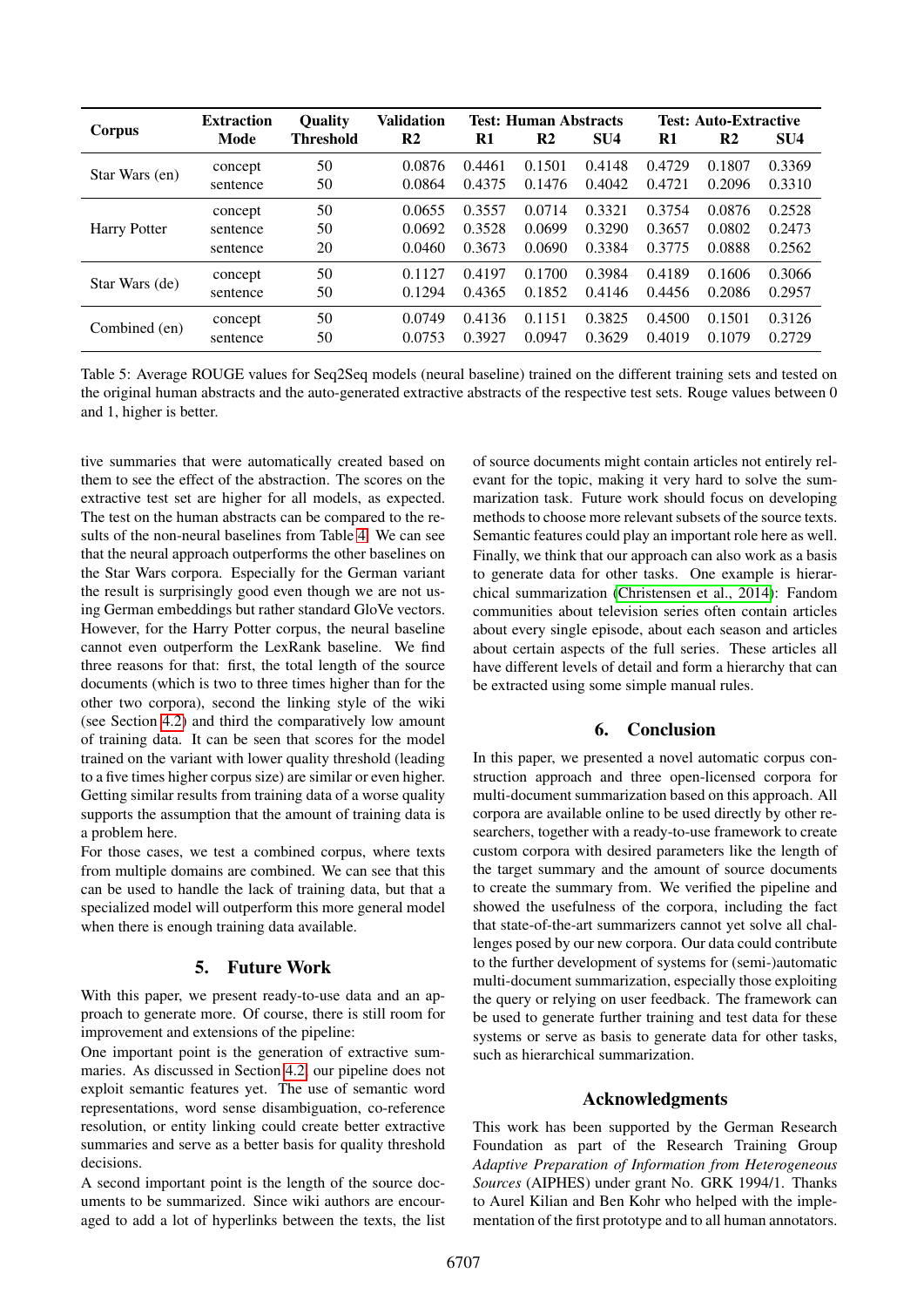| Corpus | Extraction Mode | Quality Threshold | Validation R2 | Test: Human Abstracts R1 | R2 | SU4 | Test: Auto-Extractive R1 | R2 | SU4 |
|---|---|---|---|---|---|---|---|---|---|
| Star Wars (en) | concept | 50 | 0.0876 | 0.4461 | 0.1501 | 0.4148 | 0.4729 | 0.1807 | 0.3369 |
| | sentence | 50 | 0.0864 | 0.4375 | 0.1476 | 0.4042 | 0.4721 | 0.2096 | 0.3310 |
| Harry Potter | concept | 50 | 0.0655 | 0.3557 | 0.0714 | 0.3321 | 0.3754 | 0.0876 | 0.2528 |
| | sentence | 50 | 0.0692 | 0.3528 | 0.0699 | 0.3290 | 0.3657 | 0.0802 | 0.2473 |
| | sentence | 20 | 0.0460 | 0.3673 | 0.0690 | 0.3384 | 0.3775 | 0.0888 | 0.2562 |
| Star Wars (de) | concept | 50 | 0.1127 | 0.4197 | 0.1700 | 0.3984 | 0.4189 | 0.1606 | 0.3066 |
| | sentence | 50 | 0.1294 | 0.4365 | 0.1852 | 0.4146 | 0.4456 | 0.2086 | 0.2957 |
| Combined (en) | concept | 50 | 0.0749 | 0.4136 | 0.1151 | 0.3825 | 0.4500 | 0.1501 | 0.3126 |
| | sentence | 50 | 0.0753 | 0.3927 | 0.0947 | 0.3629 | 0.4019 | 0.1079 | 0.2729 |

Table 5: Average ROUGE values for Seq2Seq models (neural baseline) trained on the different training sets and tested on the original human abstracts and the auto-generated extractive abstracts of the respective test sets. Rouge values between 0 and 1, higher is better.

tive summaries that were automatically created based on them to see the effect of the abstraction. The scores on the extractive test set are higher for all models, as expected. The test on the human abstracts can be compared to the results of the non-neural baselines from Table 4. We can see that the neural approach outperforms the other baselines on the Star Wars corpora. Especially for the German variant the result is surprisingly good even though we are not using German embeddings but rather standard GloVe vectors. However, for the Harry Potter corpus, the neural baseline cannot even outperform the LexRank baseline. We find three reasons for that: first, the total length of the source documents (which is two to three times higher than for the other two corpora), second the linking style of the wiki (see Section 4.2) and third the comparatively low amount of training data. It can be seen that scores for the model trained on the variant with lower quality threshold (leading to a five times higher corpus size) are similar or even higher. Getting similar results from training data of a worse quality supports the assumption that the amount of training data is a problem here.

For those cases, we test a combined corpus, where texts from multiple domains are combined. We can see that this can be used to handle the lack of training data, but that a specialized model will outperform this more general model when there is enough training data available.

## 5. Future Work

With this paper, we present ready-to-use data and an approach to generate more. Of course, there is still room for improvement and extensions of the pipeline:

One important point is the generation of extractive summaries. As discussed in Section 4.2, our pipeline does not exploit semantic features yet. The use of semantic word representations, word sense disambiguation, co-reference resolution, or entity linking could create better extractive summaries and serve as a better basis for quality threshold decisions.

A second important point is the length of the source documents to be summarized. Since wiki authors are encouraged to add a lot of hyperlinks between the texts, the list of source documents might contain articles not entirely relevant for the topic, making it very hard to solve the summarization task. Future work should focus on developing methods to choose more relevant subsets of the source texts. Semantic features could play an important role here as well.

Finally, we think that our approach can also work as a basis to generate data for other tasks. One example is hierarchical summarization (Christensen et al., 2014): Fandom communities about television series often contain articles about every single episode, about each season and articles about certain aspects of the full series. These articles all have different levels of detail and form a hierarchy that can be extracted using some simple manual rules.

## 6. Conclusion

In this paper, we presented a novel automatic corpus construction approach and three open-licensed corpora for multi-document summarization based on this approach. All corpora are available online to be used directly by other researchers, together with a ready-to-use framework to create custom corpora with desired parameters like the length of the target summary and the amount of source documents to create the summary from. We verified the pipeline and showed the usefulness of the corpora, including the fact that state-of-the-art summarizers cannot yet solve all challenges posed by our new corpora. Our data could contribute to the further development of systems for (semi-)automatic multi-document summarization, especially those exploiting the query or relying on user feedback. The framework can be used to generate further training and test data for these systems or serve as basis to generate data for other tasks, such as hierarchical summarization.

## Acknowledgments

This work has been supported by the German Research Foundation as part of the Research Training Group *Adaptive Preparation of Information from Heterogeneous Sources* (AIPHES) under grant No. GRK 1994/1. Thanks to Aurel Kilian and Ben Kohr who helped with the implementation of the first prototype and to all human annotators.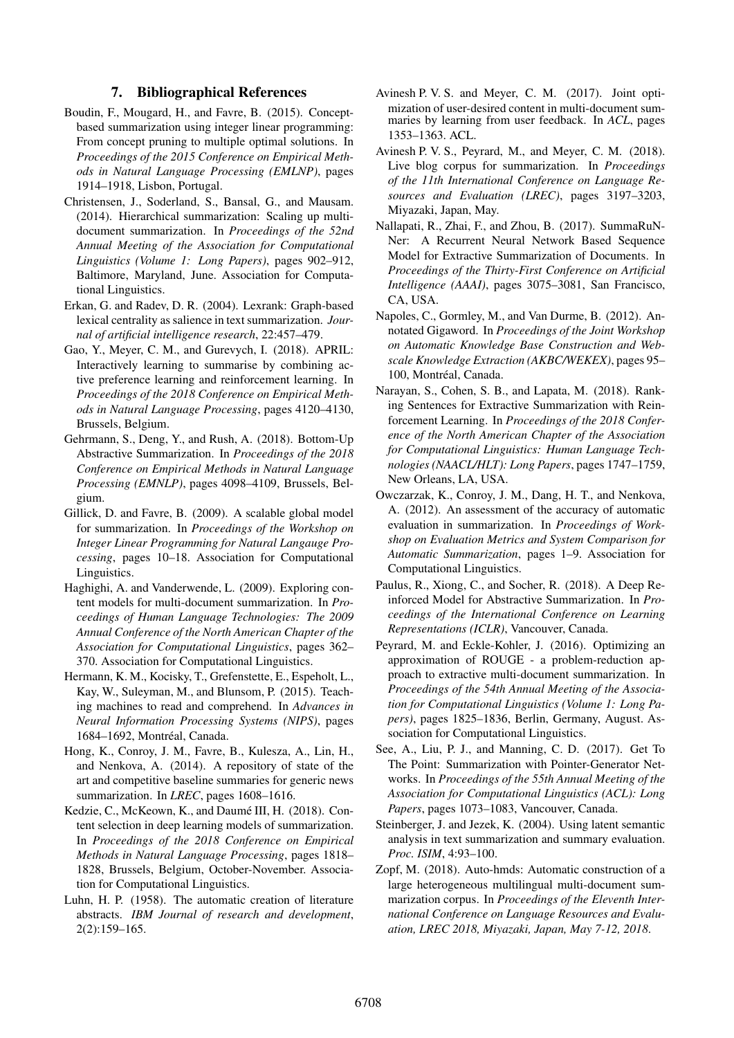## 7. Bibliographical References

Boudin, F., Mougard, H., and Favre, B. (2015). Concept-based summarization using integer linear programming: From concept pruning to multiple optimal solutions. In *Proceedings of the 2015 Conference on Empirical Methods in Natural Language Processing (EMLNP)*, pages 1914–1918, Lisbon, Portugal.

Christensen, J., Soderland, S., Bansal, G., and Mausam. (2014). Hierarchical summarization: Scaling up multi-document summarization. In *Proceedings of the 52nd Annual Meeting of the Association for Computational Linguistics (Volume 1: Long Papers)*, pages 902–912, Baltimore, Maryland, June. Association for Computational Linguistics.

Erkan, G. and Radev, D. R. (2004). Lexrank: Graph-based lexical centrality as salience in text summarization. *Journal of artificial intelligence research*, 22:457–479.

Gao, Y., Meyer, C. M., and Gurevych, I. (2018). APRIL: Interactively learning to summarise by combining active preference learning and reinforcement learning. In *Proceedings of the 2018 Conference on Empirical Methods in Natural Language Processing*, pages 4120–4130, Brussels, Belgium.

Gehrmann, S., Deng, Y., and Rush, A. (2018). Bottom-Up Abstractive Summarization. In *Proceedings of the 2018 Conference on Empirical Methods in Natural Language Processing (EMNLP)*, pages 4098–4109, Brussels, Belgium.

Gillick, D. and Favre, B. (2009). A scalable global model for summarization. In *Proceedings of the Workshop on Integer Linear Programming for Natural Langauge Processing*, pages 10–18. Association for Computational Linguistics.

Haghighi, A. and Vanderwende, L. (2009). Exploring content models for multi-document summarization. In *Proceedings of Human Language Technologies: The 2009 Annual Conference of the North American Chapter of the Association for Computational Linguistics*, pages 362–370. Association for Computational Linguistics.

Hermann, K. M., Kocisky, T., Grefenstette, E., Espeholt, L., Kay, W., Suleyman, M., and Blunsom, P. (2015). Teaching machines to read and comprehend. In *Advances in Neural Information Processing Systems (NIPS)*, pages 1684–1692, Montréal, Canada.

Hong, K., Conroy, J. M., Favre, B., Kulesza, A., Lin, H., and Nenkova, A. (2014). A repository of state of the art and competitive baseline summaries for generic news summarization. In *LREC*, pages 1608–1616.

Kedzie, C., McKeown, K., and Daumé III, H. (2018). Content selection in deep learning models of summarization. In *Proceedings of the 2018 Conference on Empirical Methods in Natural Language Processing*, pages 1818–1828, Brussels, Belgium, October-November. Association for Computational Linguistics.

Luhn, H. P. (1958). The automatic creation of literature abstracts. *IBM Journal of research and development*, 2(2):159–165.

Avinesh P. V. S. and Meyer, C. M. (2017). Joint optimization of user-desired content in multi-document summaries by learning from user feedback. In *ACL*, pages 1353–1363. ACL.

Avinesh P. V. S., Peyrard, M., and Meyer, C. M. (2018). Live blog corpus for summarization. In *Proceedings of the 11th International Conference on Language Resources and Evaluation (LREC)*, pages 3197–3203, Miyazaki, Japan, May.

Nallapati, R., Zhai, F., and Zhou, B. (2017). SummaRuNNer: A Recurrent Neural Network Based Sequence Model for Extractive Summarization of Documents. In *Proceedings of the Thirty-First Conference on Artificial Intelligence (AAAI)*, pages 3075–3081, San Francisco, CA, USA.

Napoles, C., Gormley, M., and Van Durme, B. (2012). Annotated Gigaword. In *Proceedings of the Joint Workshop on Automatic Knowledge Base Construction and Web-scale Knowledge Extraction (AKBC/WEKEX)*, pages 95–100, Montréal, Canada.

Narayan, S., Cohen, S. B., and Lapata, M. (2018). Ranking Sentences for Extractive Summarization with Reinforcement Learning. In *Proceedings of the 2018 Conference of the North American Chapter of the Association for Computational Linguistics: Human Language Technologies (NAACL/HLT): Long Papers*, pages 1747–1759, New Orleans, LA, USA.

Owczarzak, K., Conroy, J. M., Dang, H. T., and Nenkova, A. (2012). An assessment of the accuracy of automatic evaluation in summarization. In *Proceedings of Workshop on Evaluation Metrics and System Comparison for Automatic Summarization*, pages 1–9. Association for Computational Linguistics.

Paulus, R., Xiong, C., and Socher, R. (2018). A Deep Reinforced Model for Abstractive Summarization. In *Proceedings of the International Conference on Learning Representations (ICLR)*, Vancouver, Canada.

Peyrard, M. and Eckle-Kohler, J. (2016). Optimizing an approximation of ROUGE - a problem-reduction approach to extractive multi-document summarization. In *Proceedings of the 54th Annual Meeting of the Association for Computational Linguistics (Volume 1: Long Papers)*, pages 1825–1836, Berlin, Germany, August. Association for Computational Linguistics.

See, A., Liu, P. J., and Manning, C. D. (2017). Get To The Point: Summarization with Pointer-Generator Networks. In *Proceedings of the 55th Annual Meeting of the Association for Computational Linguistics (ACL): Long Papers*, pages 1073–1083, Vancouver, Canada.

Steinberger, J. and Jezek, K. (2004). Using latent semantic analysis in text summarization and summary evaluation. *Proc. ISIM*, 4:93–100.

Zopf, M. (2018). Auto-hmds: Automatic construction of a large heterogeneous multilingual multi-document summarization corpus. In *Proceedings of the Eleventh International Conference on Language Resources and Evaluation, LREC 2018, Miyazaki, Japan, May 7-12, 2018*.